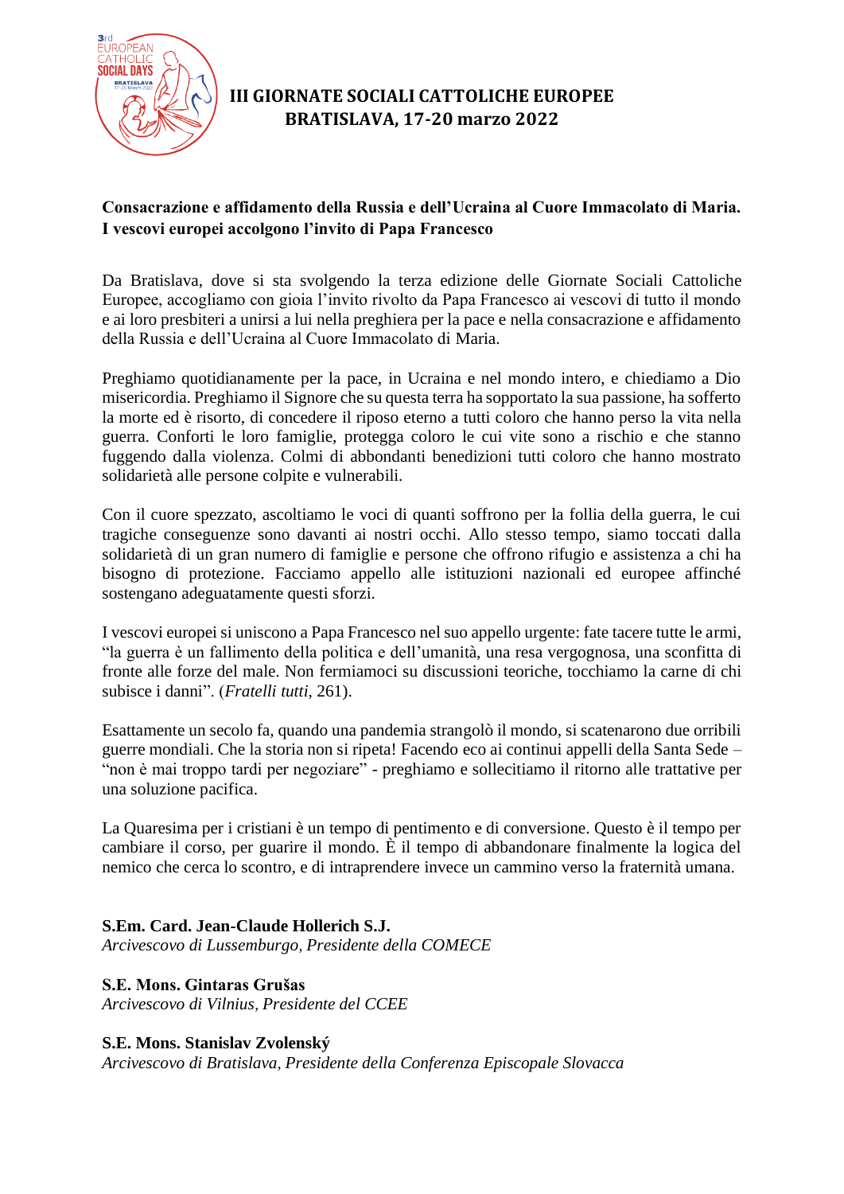# III GIORNATE SOCIALI CATTOLICHE EUROPEE
## BRATISLAVA, 17-20 marzo 2022

**Consacrazione e affidamento della Russia e dell'Ucraina al Cuore Immacolato di Maria. I vescovi europei accolgono l'invito di Papa Francesco**

Da Bratislava, dove si sta svolgendo la terza edizione delle Giornate Sociali Cattoliche Europee, accogliamo con gioia l'invito rivolto da Papa Francesco ai vescovi di tutto il mondo e ai loro presbiteri a unirsi a lui nella preghiera per la pace e nella consacrazione e affidamento della Russia e dell'Ucraina al Cuore Immacolato di Maria.

Preghiamo quotidianamente per la pace, in Ucraina e nel mondo intero, e chiediamo a Dio misericordia. Preghiamo il Signore che su questa terra ha sopportato la sua passione, ha sofferto la morte ed è risorto, di concedere il riposo eterno a tutti coloro che hanno perso la vita nella guerra. Conforti le loro famiglie, protegga coloro le cui vite sono a rischio e che stanno fuggendo dalla violenza. Colmi di abbondanti benedizioni tutti coloro che hanno mostrato solidarietà alle persone colpite e vulnerabili.

Con il cuore spezzato, ascoltiamo le voci di quanti soffrono per la follia della guerra, le cui tragiche conseguenze sono davanti ai nostri occhi. Allo stesso tempo, siamo toccati dalla solidarietà di un gran numero di famiglie e persone che offrono rifugio e assistenza a chi ha bisogno di protezione. Facciamo appello alle istituzioni nazionali ed europee affinché sostengano adeguatamente questi sforzi.

I vescovi europei si uniscono a Papa Francesco nel suo appello urgente: fate tacere tutte le armi, "la guerra è un fallimento della politica e dell'umanità, una resa vergognosa, una sconfitta di fronte alle forze del male. Non fermiamoci su discussioni teoriche, tocchiamo la carne di chi subisce i danni". (*Fratelli tutti*, 261).

Esattamente un secolo fa, quando una pandemia strangolò il mondo, si scatenarono due orribili guerre mondiali. Che la storia non si ripeta! Facendo eco ai continui appelli della Santa Sede – "non è mai troppo tardi per negoziare" - preghiamo e sollecitiamo il ritorno alle trattative per una soluzione pacifica.

La Quaresima per i cristiani è un tempo di pentimento e di conversione. Questo è il tempo per cambiare il corso, per guarire il mondo. È il tempo di abbandonare finalmente la logica del nemico che cerca lo scontro, e di intraprendere invece un cammino verso la fraternità umana.

**S.Em. Card. Jean-Claude Hollerich S.J.**
*Arcivescovo di Lussemburgo, Presidente della COMECE*

**S.E. Mons. Gintaras Grušas**
*Arcivescovo di Vilnius, Presidente del CCEE*

**S.E. Mons. Stanislav Zvolenský**
*Arcivescovo di Bratislava, Presidente della Conferenza Episcopale Slovacca*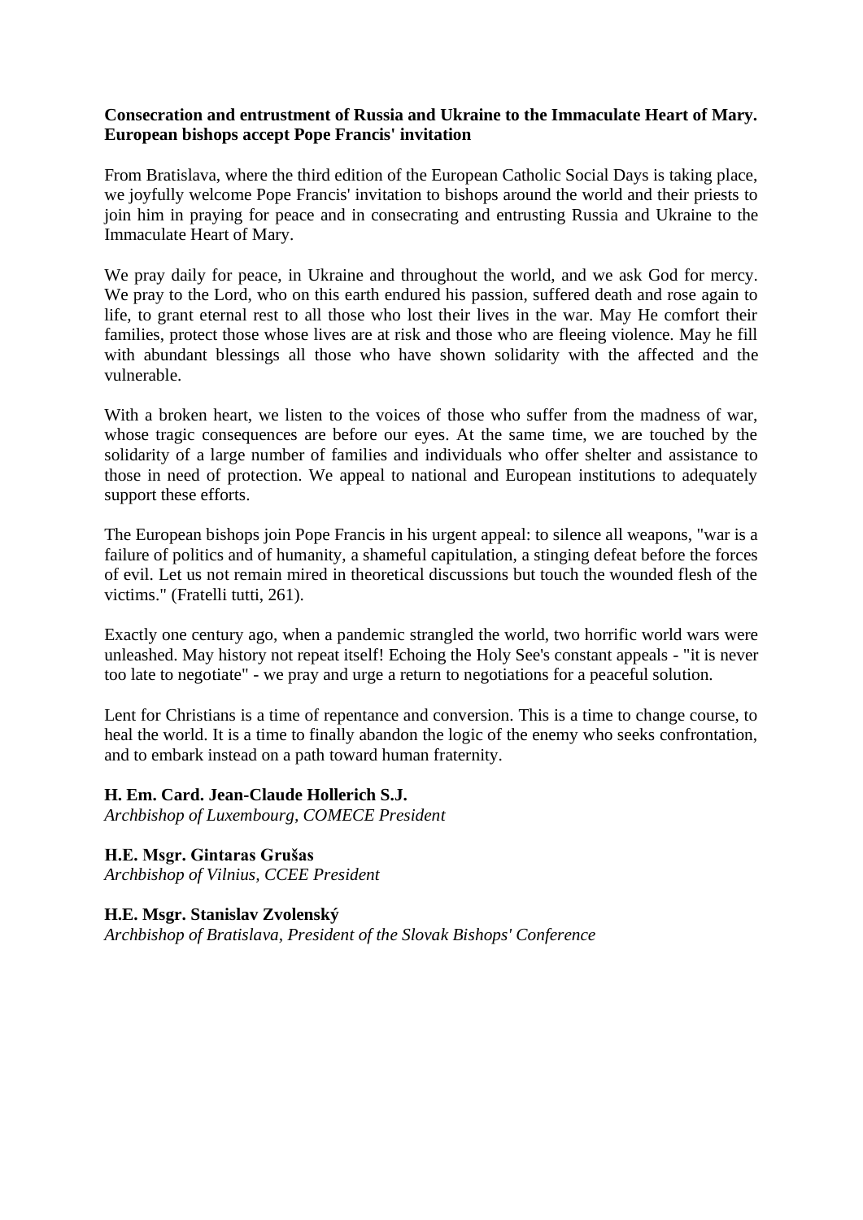**Consecration and entrustment of Russia and Ukraine to the Immaculate Heart of Mary. European bishops accept Pope Francis' invitation**

From Bratislava, where the third edition of the European Catholic Social Days is taking place, we joyfully welcome Pope Francis' invitation to bishops around the world and their priests to join him in praying for peace and in consecrating and entrusting Russia and Ukraine to the Immaculate Heart of Mary.

We pray daily for peace, in Ukraine and throughout the world, and we ask God for mercy. We pray to the Lord, who on this earth endured his passion, suffered death and rose again to life, to grant eternal rest to all those who lost their lives in the war. May He comfort their families, protect those whose lives are at risk and those who are fleeing violence. May he fill with abundant blessings all those who have shown solidarity with the affected and the vulnerable.

With a broken heart, we listen to the voices of those who suffer from the madness of war, whose tragic consequences are before our eyes. At the same time, we are touched by the solidarity of a large number of families and individuals who offer shelter and assistance to those in need of protection. We appeal to national and European institutions to adequately support these efforts.

The European bishops join Pope Francis in his urgent appeal: to silence all weapons, "war is a failure of politics and of humanity, a shameful capitulation, a stinging defeat before the forces of evil. Let us not remain mired in theoretical discussions but touch the wounded flesh of the victims." (Fratelli tutti, 261).

Exactly one century ago, when a pandemic strangled the world, two horrific world wars were unleashed. May history not repeat itself! Echoing the Holy See's constant appeals - "it is never too late to negotiate" - we pray and urge a return to negotiations for a peaceful solution.

Lent for Christians is a time of repentance and conversion. This is a time to change course, to heal the world. It is a time to finally abandon the logic of the enemy who seeks confrontation, and to embark instead on a path toward human fraternity.

**H. Em. Card. Jean-Claude Hollerich S.J.**
*Archbishop of Luxembourg, COMECE President*

**H.E. Msgr. Gintaras Grušas**
*Archbishop of Vilnius, CCEE President*

**H.E. Msgr. Stanislav Zvolenský**
*Archbishop of Bratislava, President of the Slovak Bishops' Conference*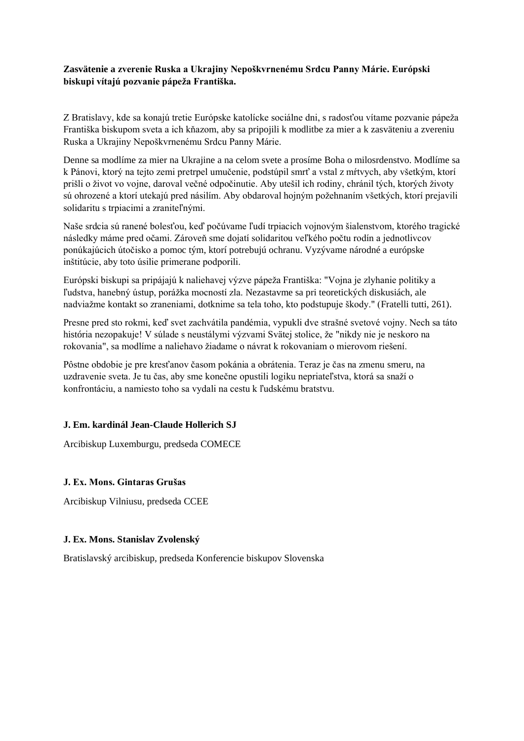**Zasvätenie a zverenie Ruska a Ukrajiny Nepoškvrnenému Srdcu Panny Márie. Európski biskupi vítajú pozvanie pápeža Františka.**

Z Bratislavy, kde sa konajú tretie Európske katolícke sociálne dni, s radosťou vítame pozvanie pápeža Františka biskupom sveta a ich kňazom, aby sa pripojili k modlitbe za mier a k zasväteniu a zvereniu Ruska a Ukrajiny Nepoškvrnenému Srdcu Panny Márie.

Denne sa modlíme za mier na Ukrajine a na celom svete a prosíme Boha o milosrdenstvo. Modlíme sa k Pánovi, ktorý na tejto zemi pretrpel umučenie, podstúpil smrť a vstal z mŕtvych, aby všetkým, ktorí prišli o život vo vojne, daroval večné odpočinutie. Aby utešil ich rodiny, chránil tých, ktorých životy sú ohrozené a ktorí utekajú pred násilím. Aby obdaroval hojným požehnaním všetkých, ktorí prejavili solidaritu s trpiacimi a zraniteľnými.

Naše srdcia sú ranené bolesťou, keď počúvame ľudí trpiacich vojnovým šialenstvom, ktorého tragické následky máme pred očami. Zároveň sme dojatí solidaritou veľkého počtu rodín a jednotlivcov ponúkajúcich útočisko a pomoc tým, ktorí potrebujú ochranu. Vyzývame národné a európske inštitúcie, aby toto úsilie primerane podporili.

Európski biskupi sa pripájajú k naliehavej výzve pápeža Františka: "Vojna je zlyhanie politiky a ľudstva, hanebný ústup, porážka mocností zla. Nezastavme sa pri teoretických diskusiách, ale nadviažme kontakt so zraneniami, dotknime sa tela toho, kto podstupuje škody." (Fratelli tutti, 261).

Presne pred sto rokmi, keď svet zachvátila pandémia, vypukli dve strašné svetové vojny. Nech sa táto história nezopakuje! V súlade s neustálymi výzvami Svätej stolice, že "nikdy nie je neskoro na rokovania", sa modlíme a naliehavo žiadame o návrat k rokovaniam o mierovom riešení.

Pôstne obdobie je pre kresťanov časom pokánia a obrátenia. Teraz je čas na zmenu smeru, na uzdravenie sveta. Je tu čas, aby sme konečne opustili logiku nepriateľstva, ktorá sa snaží o konfrontáciu, a namiesto toho sa vydali na cestu k ľudskému bratstvu.

**J. Em. kardinál Jean-Claude Hollerich SJ**

Arcibiskup Luxemburgu, predseda COMECE

**J. Ex. Mons. Gintaras Grušas**

Arcibiskup Vilniusu, predseda CCEE

**J. Ex. Mons. Stanislav Zvolenský**

Bratislavský arcibiskup, predseda Konferencie biskupov Slovenska